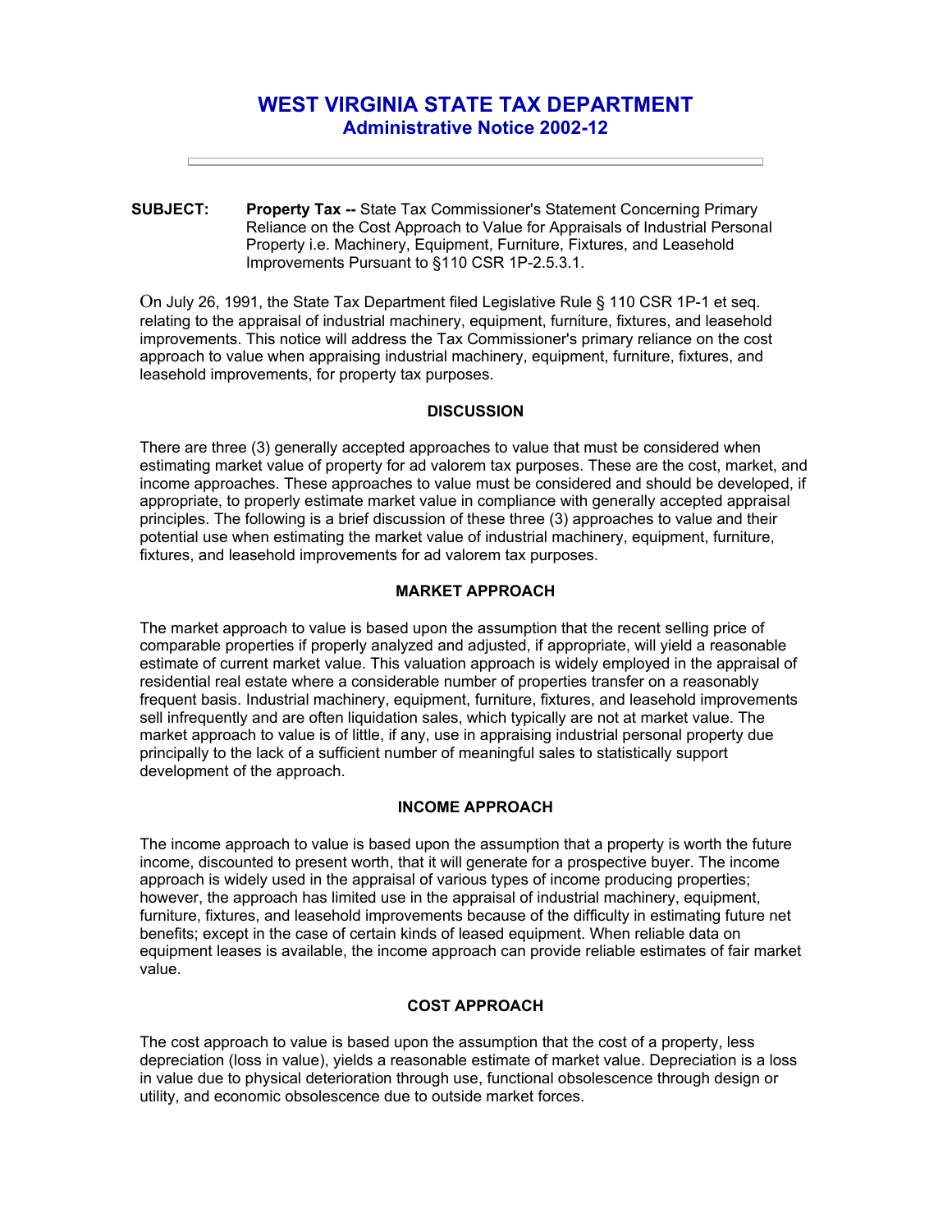# WEST VIRGINIA STATE TAX DEPARTMENT
## Administrative Notice 2002-12

---

**SUBJECT:** **Property Tax --** State Tax Commissioner's Statement Concerning Primary Reliance on the Cost Approach to Value for Appraisals of Industrial Personal Property i.e. Machinery, Equipment, Furniture, Fixtures, and Leasehold Improvements Pursuant to §110 CSR 1P-2.5.3.1.

On July 26, 1991, the State Tax Department filed Legislative Rule § 110 CSR 1P-1 et seq. relating to the appraisal of industrial machinery, equipment, furniture, fixtures, and leasehold improvements. This notice will address the Tax Commissioner's primary reliance on the cost approach to value when appraising industrial machinery, equipment, furniture, fixtures, and leasehold improvements, for property tax purposes.

### DISCUSSION

There are three (3) generally accepted approaches to value that must be considered when estimating market value of property for ad valorem tax purposes. These are the cost, market, and income approaches. These approaches to value must be considered and should be developed, if appropriate, to properly estimate market value in compliance with generally accepted appraisal principles. The following is a brief discussion of these three (3) approaches to value and their potential use when estimating the market value of industrial machinery, equipment, furniture, fixtures, and leasehold improvements for ad valorem tax purposes.

### MARKET APPROACH

The market approach to value is based upon the assumption that the recent selling price of comparable properties if properly analyzed and adjusted, if appropriate, will yield a reasonable estimate of current market value. This valuation approach is widely employed in the appraisal of residential real estate where a considerable number of properties transfer on a reasonably frequent basis. Industrial machinery, equipment, furniture, fixtures, and leasehold improvements sell infrequently and are often liquidation sales, which typically are not at market value. The market approach to value is of little, if any, use in appraising industrial personal property due principally to the lack of a sufficient number of meaningful sales to statistically support development of the approach.

### INCOME APPROACH

The income approach to value is based upon the assumption that a property is worth the future income, discounted to present worth, that it will generate for a prospective buyer. The income approach is widely used in the appraisal of various types of income producing properties; however, the approach has limited use in the appraisal of industrial machinery, equipment, furniture, fixtures, and leasehold improvements because of the difficulty in estimating future net benefits; except in the case of certain kinds of leased equipment. When reliable data on equipment leases is available, the income approach can provide reliable estimates of fair market value.

### COST APPROACH

The cost approach to value is based upon the assumption that the cost of a property, less depreciation (loss in value), yields a reasonable estimate of market value. Depreciation is a loss in value due to physical deterioration through use, functional obsolescence through design or utility, and economic obsolescence due to outside market forces.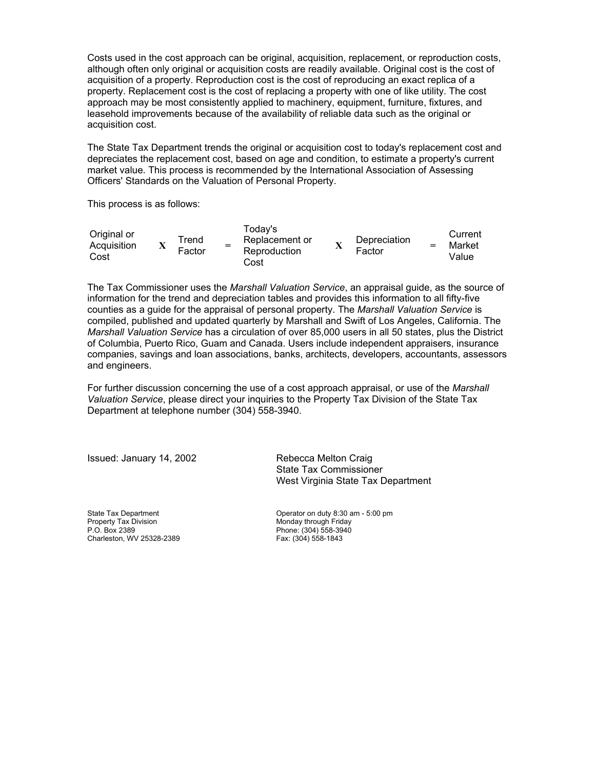Costs used in the cost approach can be original, acquisition, replacement, or reproduction costs, although often only original or acquisition costs are readily available. Original cost is the cost of acquisition of a property. Reproduction cost is the cost of reproducing an exact replica of a property. Replacement cost is the cost of replacing a property with one of like utility. The cost approach may be most consistently applied to machinery, equipment, furniture, fixtures, and leasehold improvements because of the availability of reliable data such as the original or acquisition cost.

The State Tax Department trends the original or acquisition cost to today's replacement cost and depreciates the replacement cost, based on age and condition, to estimate a property's current market value. This process is recommended by the International Association of Assessing Officers' Standards on the Valuation of Personal Property.

This process is as follows:

| | | | | | | | | |
|---|---|---|---|---|---|---|---|---|
| Original or Acquisition Cost | X | Trend Factor | = | Today's Replacement or Reproduction Cost | X | Depreciation Factor | = | Current Market Value |

The Tax Commissioner uses the *Marshall Valuation Service*, an appraisal guide, as the source of information for the trend and depreciation tables and provides this information to all fifty-five counties as a guide for the appraisal of personal property. The *Marshall Valuation Service* is compiled, published and updated quarterly by Marshall and Swift of Los Angeles, California. The *Marshall Valuation Service* has a circulation of over 85,000 users in all 50 states, plus the District of Columbia, Puerto Rico, Guam and Canada. Users include independent appraisers, insurance companies, savings and loan associations, banks, architects, developers, accountants, assessors and engineers.

For further discussion concerning the use of a cost approach appraisal, or use of the *Marshall Valuation Service*, please direct your inquiries to the Property Tax Division of the State Tax Department at telephone number (304) 558-3940.

Issued: January 14, 2002

Rebecca Melton Craig
State Tax Commissioner
West Virginia State Tax Department

State Tax Department
Property Tax Division
P.O. Box 2389
Charleston, WV 25328-2389

Operator on duty 8:30 am - 5:00 pm
Monday through Friday
Phone: (304) 558-3940
Fax: (304) 558-1843